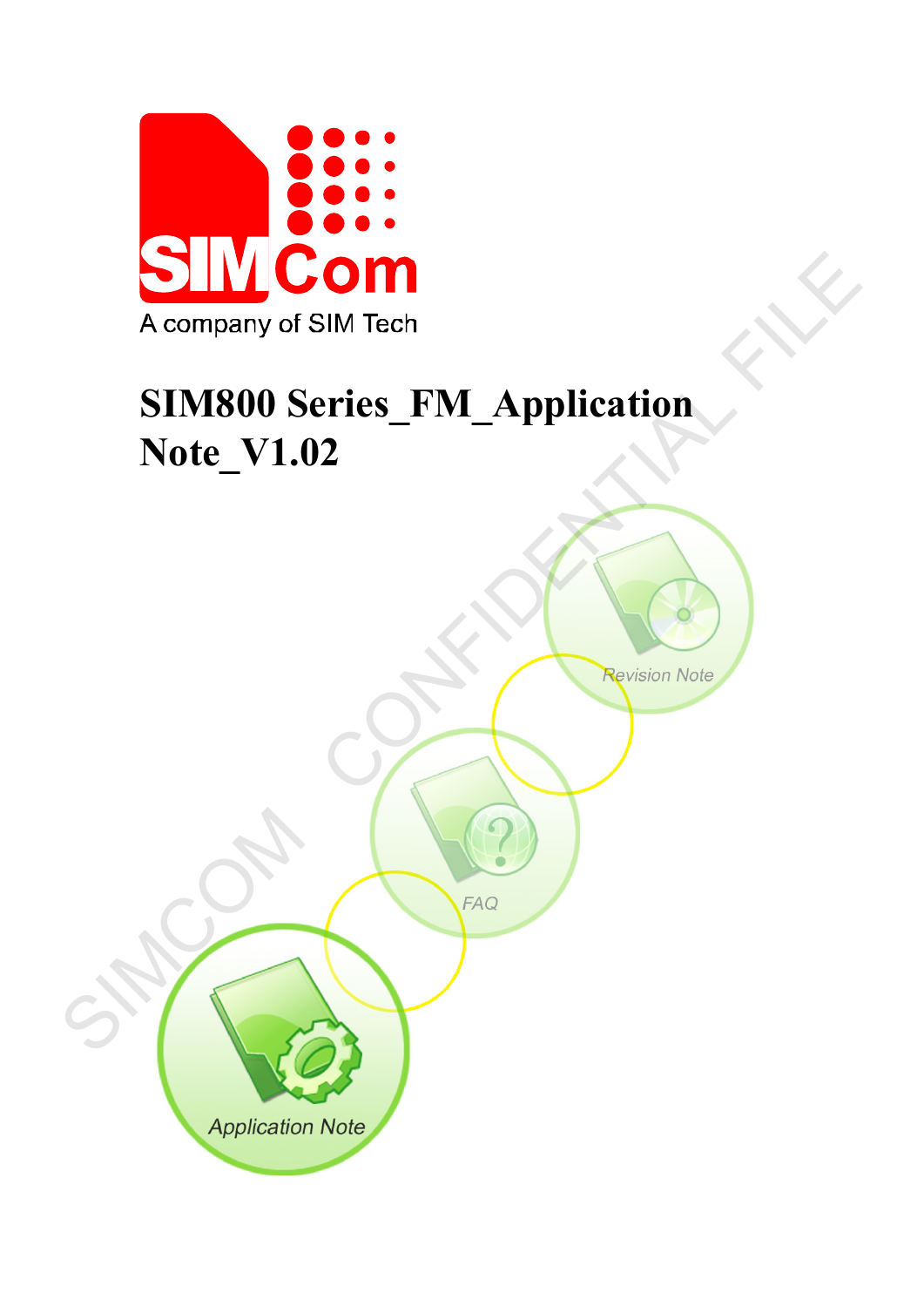# SIM800 Series_FM_Application Note_V1.02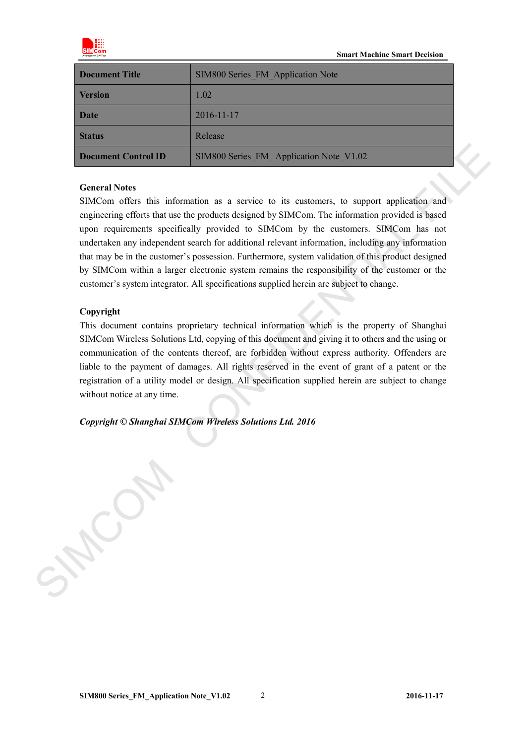| Document Title | SIM800 Series_FM_Application Note |
|---|---|
| Version | 1.02 |
| Date | 2016-11-17 |
| Status | Release |
| Document Control ID | SIM800 Series_FM_ Application Note_V1.02 |

**General Notes**

SIMCom offers this information as a service to its customers, to support application and engineering efforts that use the products designed by SIMCom. The information provided is based upon requirements specifically provided to SIMCom by the customers. SIMCom has not undertaken any independent search for additional relevant information, including any information that may be in the customer's possession. Furthermore, system validation of this product designed by SIMCom within a larger electronic system remains the responsibility of the customer or the customer's system integrator. All specifications supplied herein are subject to change.

**Copyright**

This document contains proprietary technical information which is the property of Shanghai SIMCom Wireless Solutions Ltd, copying of this document and giving it to others and the using or communication of the contents thereof, are forbidden without express authority. Offenders are liable to the payment of damages. All rights reserved in the event of grant of a patent or the registration of a utility model or design. All specification supplied herein are subject to change without notice at any time.

***Copyright © Shanghai SIMCom Wireless Solutions Ltd. 2016***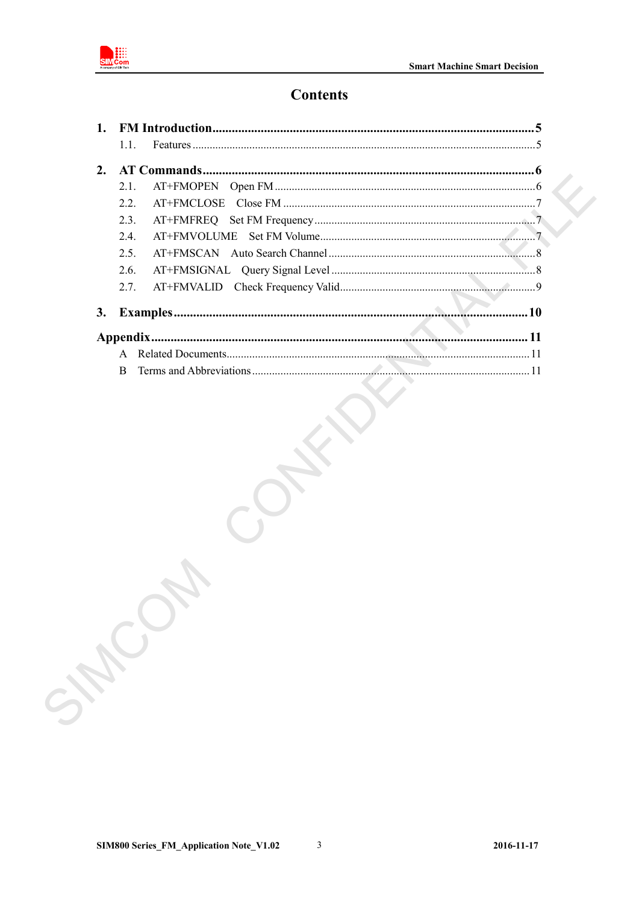# Contents

**1. FM Introduction** .......... **5**

1.1. Features .......... 5

**2. AT Commands** .......... **6**

2.1. AT+FMOPEN Open FM .......... 6

2.2. AT+FMCLOSE Close FM .......... 7

2.3. AT+FMFREQ Set FM Frequency .......... 7

2.4. AT+FMVOLUME Set FM Volume .......... 7

2.5. AT+FMSCAN Auto Search Channel .......... 8

2.6. AT+FMSIGNAL Query Signal Level .......... 8

2.7. AT+FMVALID Check Frequency Valid .......... 9

**3. Examples** .......... **10**

**Appendix** .......... **11**

A Related Documents .......... 11

B Terms and Abbreviations .......... 11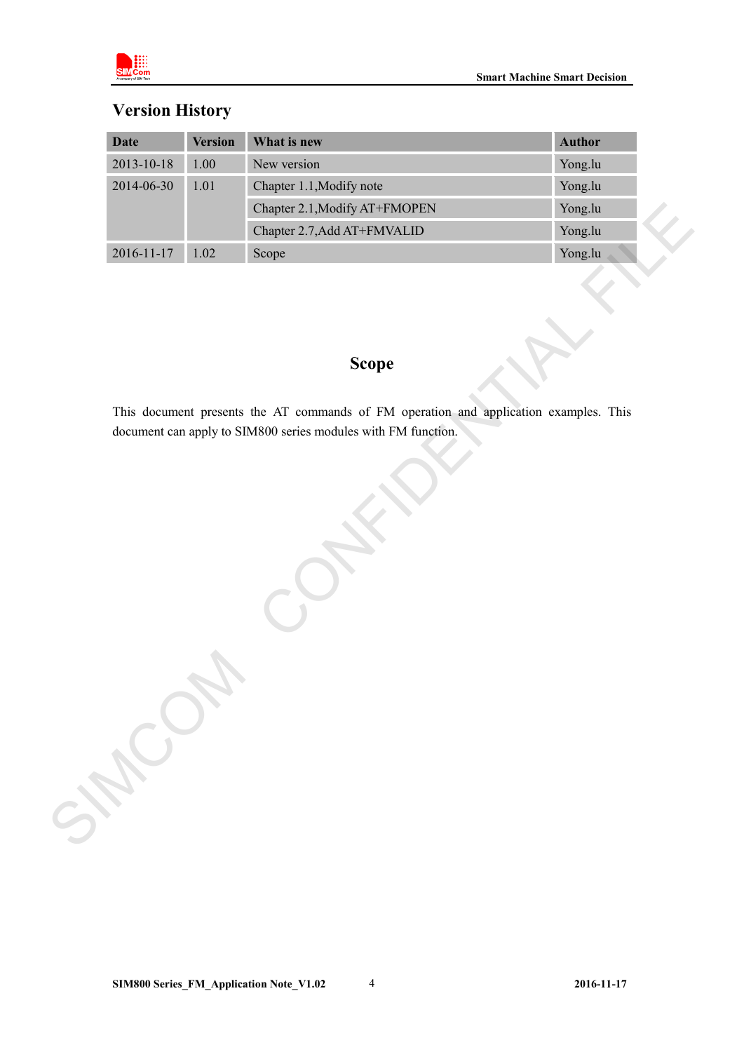## Version History

| Date | Version | What is new | Author |
|---|---|---|---|
| 2013-10-18 | 1.00 | New version | Yong.lu |
| 2014-06-30 | 1.01 | Chapter 1.1,Modify note | Yong.lu |
| | | Chapter 2.1,Modify AT+FMOPEN | Yong.lu |
| | | Chapter 2.7,Add AT+FMVALID | Yong.lu |
| 2016-11-17 | 1.02 | Scope | Yong.lu |

## Scope

This document presents the AT commands of FM operation and application examples. This document can apply to SIM800 series modules with FM function.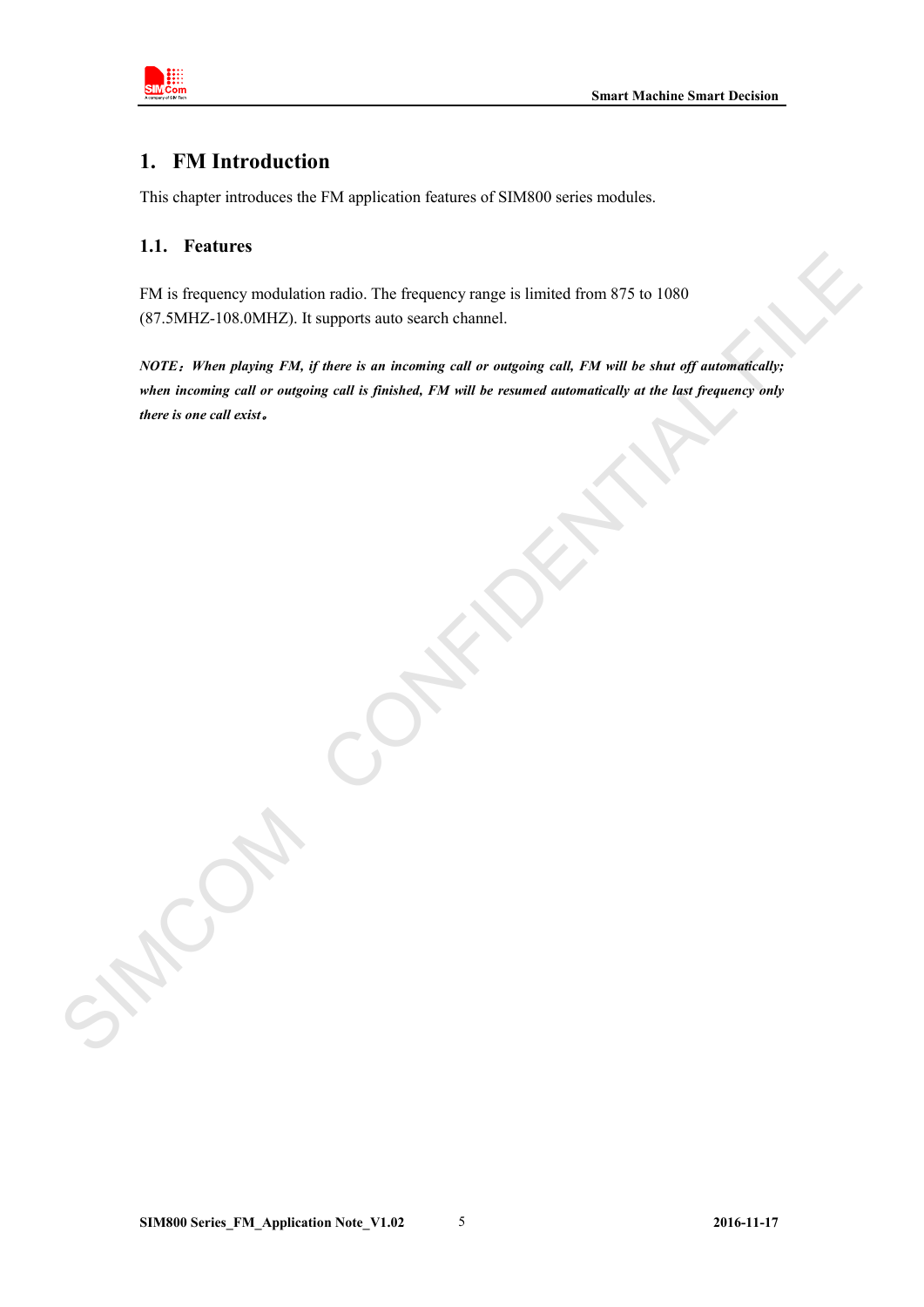# 1. FM Introduction

This chapter introduces the FM application features of SIM800 series modules.

## 1.1. Features

FM is frequency modulation radio. The frequency range is limited from 875 to 1080 (87.5MHZ-108.0MHZ). It supports auto search channel.

***NOTE*：*When playing FM, if there is an incoming call or outgoing call, FM will be shut off automatically; when incoming call or outgoing call is finished, FM will be resumed automatically at the last frequency only there is one call exist*。**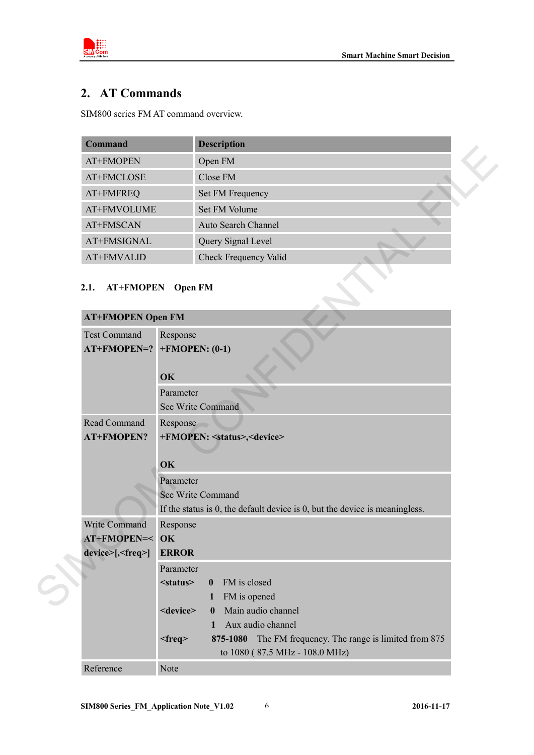## 2. AT Commands

SIM800 series FM AT command overview.

| Command | Description |
|---|---|
| AT+FMOPEN | Open FM |
| AT+FMCLOSE | Close FM |
| AT+FMFREQ | Set FM Frequency |
| AT+FMVOLUME | Set FM Volume |
| AT+FMSCAN | Auto Search Channel |
| AT+FMSIGNAL | Query Signal Level |
| AT+FMVALID | Check Frequency Valid |

### 2.1. AT+FMOPEN Open FM

| **AT+FMOPEN Open FM** | |
|---|---|
| Test Command<br>**AT+FMOPEN=?** | Response<br>**+FMOPEN: (0-1)**<br><br>**OK** |
| | Parameter<br>See Write Command |
| Read Command<br>**AT+FMOPEN?** | Response<br>**+FMOPEN: <status>,<device>**<br><br>**OK** |
| | Parameter<br>See Write Command<br>If the status is 0, the default device is 0, but the device is meaningless. |
| Write Command<br>**AT+FMOPEN=<device>[,<freq>]** | Response<br>**OK**<br>**ERROR** |
| | Parameter<br>**<status>** **0** FM is closed<br>**1** FM is opened<br>**<device>** **0** Main audio channel<br>**1** Aux audio channel<br>**<freq>** **875-1080** The FM frequency. The range is limited from 875 to 1080 ( 87.5 MHz - 108.0 MHz) |
| Reference | Note |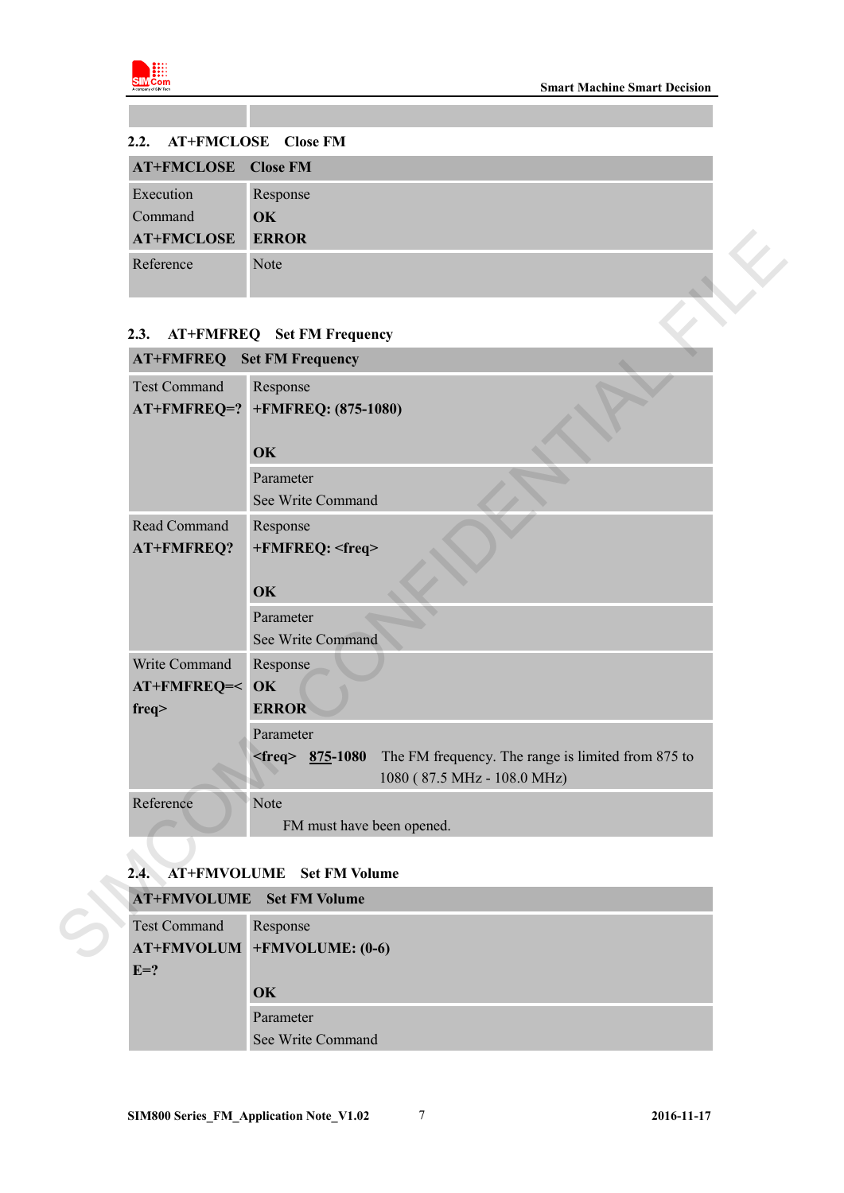## 2.2. AT+FMCLOSE Close FM

| AT+FMCLOSE Close FM | |
|---|---|
| Execution Command<br>**AT+FMCLOSE** | Response<br>**OK**<br>**ERROR** |
| Reference | Note |

## 2.3. AT+FMFREQ Set FM Frequency

| AT+FMFREQ Set FM Frequency | |
|---|---|
| Test Command<br>**AT+FMFREQ=?** | Response<br>**+FMFREQ: (875-1080)**<br><br>**OK** |
| | Parameter<br>See Write Command |
| Read Command<br>**AT+FMFREQ?** | Response<br>**+FMFREQ: <freq>**<br><br>**OK** |
| | Parameter<br>See Write Command |
| Write Command<br>**AT+FMFREQ=<freq>** | Response<br>**OK**<br>**ERROR** |
| | Parameter<br>**<freq>** **875-1080** The FM frequency. The range is limited from 875 to 1080 ( 87.5 MHz - 108.0 MHz) |
| Reference | Note<br>FM must have been opened. |

## 2.4. AT+FMVOLUME Set FM Volume

| AT+FMVOLUME Set FM Volume | |
|---|---|
| Test Command<br>**AT+FMVOLUME=?** | Response<br>**+FMVOLUME: (0-6)**<br><br>**OK** |
| | Parameter<br>See Write Command |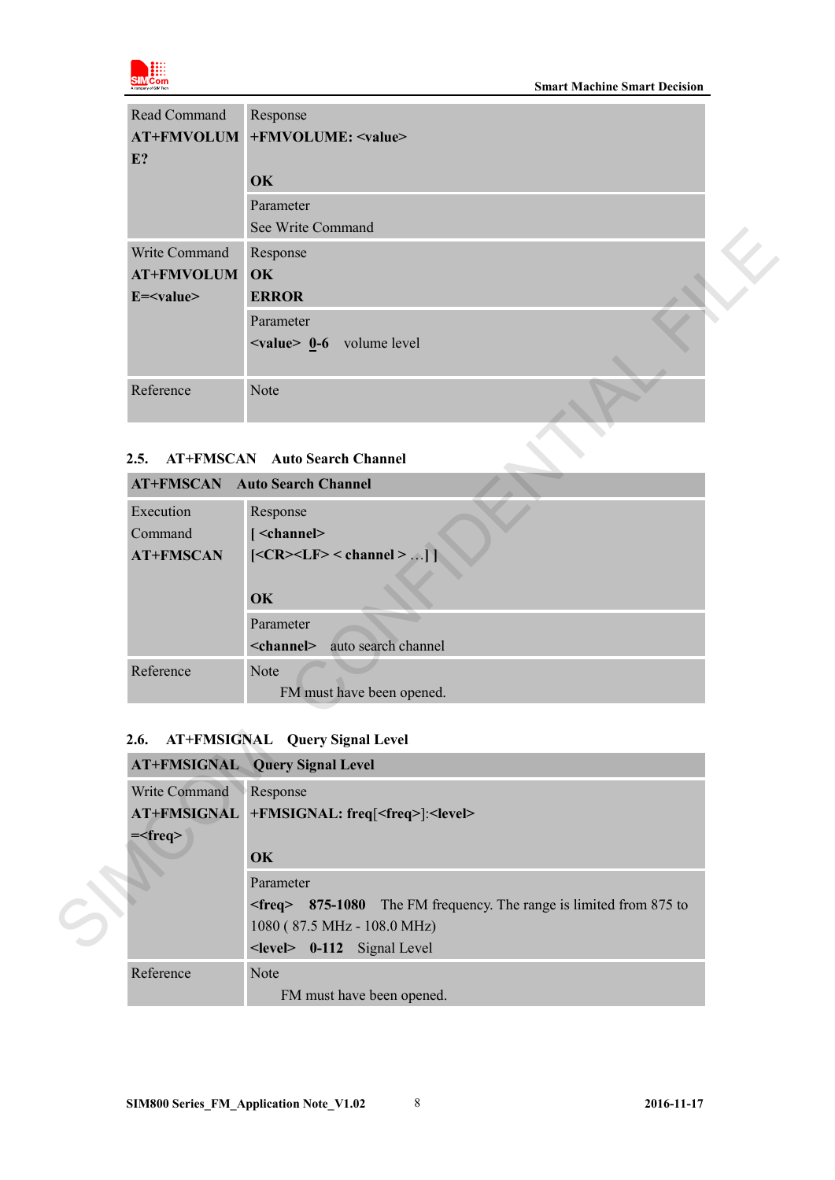| Read Command **AT+FMVOLUME?** | Response **+FMVOLUME: <value>** <br><br> **OK** |
|---|---|
| | Parameter <br> See Write Command |
| Write Command **AT+FMVOLUME=<value>** | Response <br> **OK** <br> **ERROR** |
| | Parameter <br> **<value>** **0-6** volume level |
| Reference | Note |

### 2.5. AT+FMSCAN Auto Search Channel

| **AT+FMSCAN Auto Search Channel** | |
|---|---|
| Execution Command **AT+FMSCAN** | Response <br> **[ <channel>** <br> **[<CR><LF> < channel > …] ]** <br><br> **OK** |
| | Parameter <br> **<channel>** auto search channel |
| Reference | Note <br> FM must have been opened. |

### 2.6. AT+FMSIGNAL Query Signal Level

| **AT+FMSIGNAL Query Signal Level** | |
|---|---|
| Write Command **AT+FMSIGNAL=<freq>** | Response <br> **+FMSIGNAL: freq[<freq>]:<level>** <br><br> **OK** |
| | Parameter <br> **<freq>** **875-1080** The FM frequency. The range is limited from 875 to 1080 ( 87.5 MHz - 108.0 MHz) <br> **<level>** **0-112** Signal Level |
| Reference | Note <br> FM must have been opened. |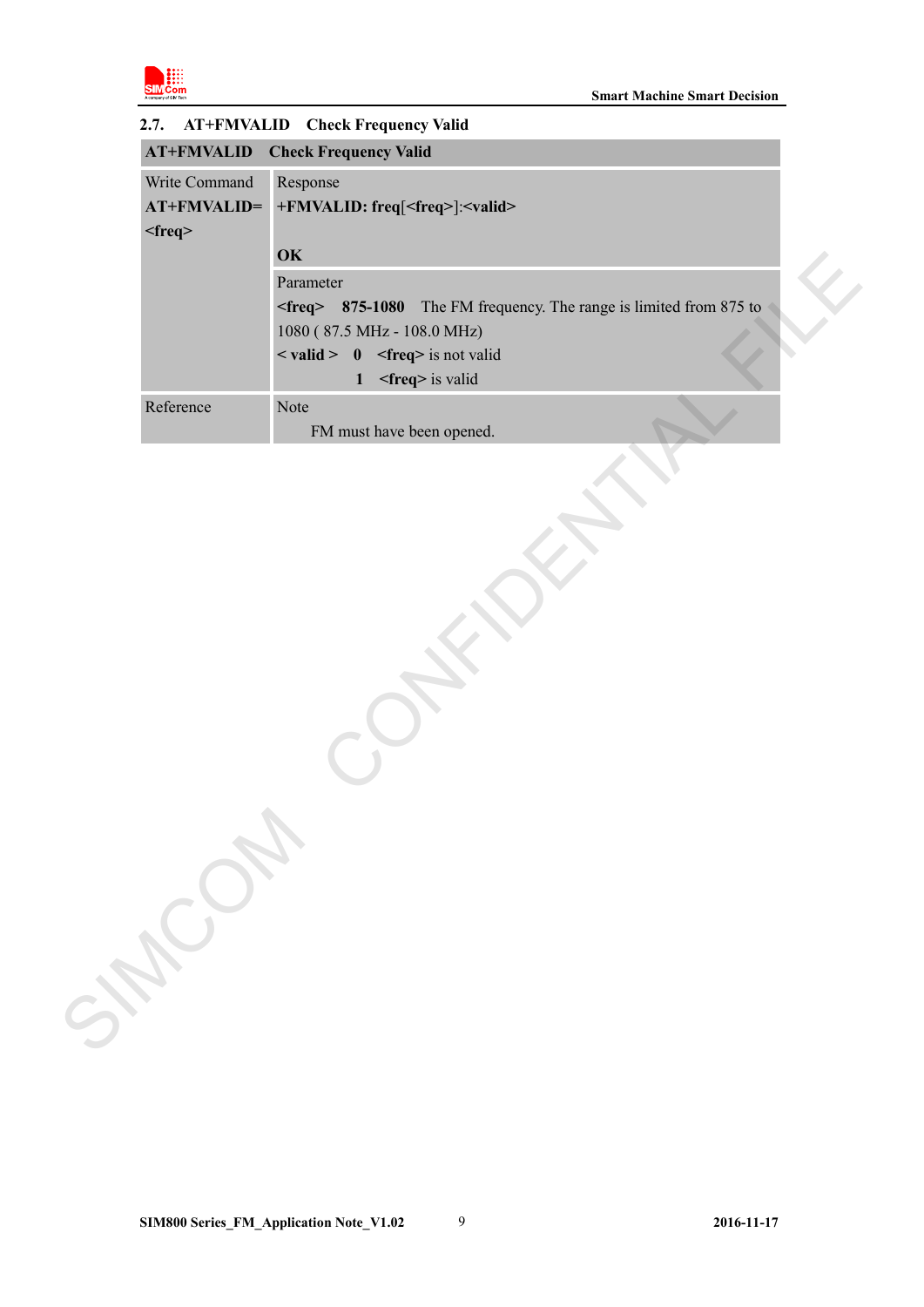## 2.7. AT+FMVALID Check Frequency Valid

| **AT+FMVALID Check Frequency Valid** | |
|---|---|
| Write Command<br>**AT+FMVALID=**<br>**<freq>** | Response<br>**+FMVALID: freq**[**<freq>**]:**<valid>**<br><br>**OK** |
| | Parameter<br>**<freq>** **875-1080** The FM frequency. The range is limited from 875 to 1080 ( 87.5 MHz - 108.0 MHz)<br>**< valid >** **0** **<freq>** is not valid<br>**1** **<freq>** is valid |
| Reference | Note<br>FM must have been opened. |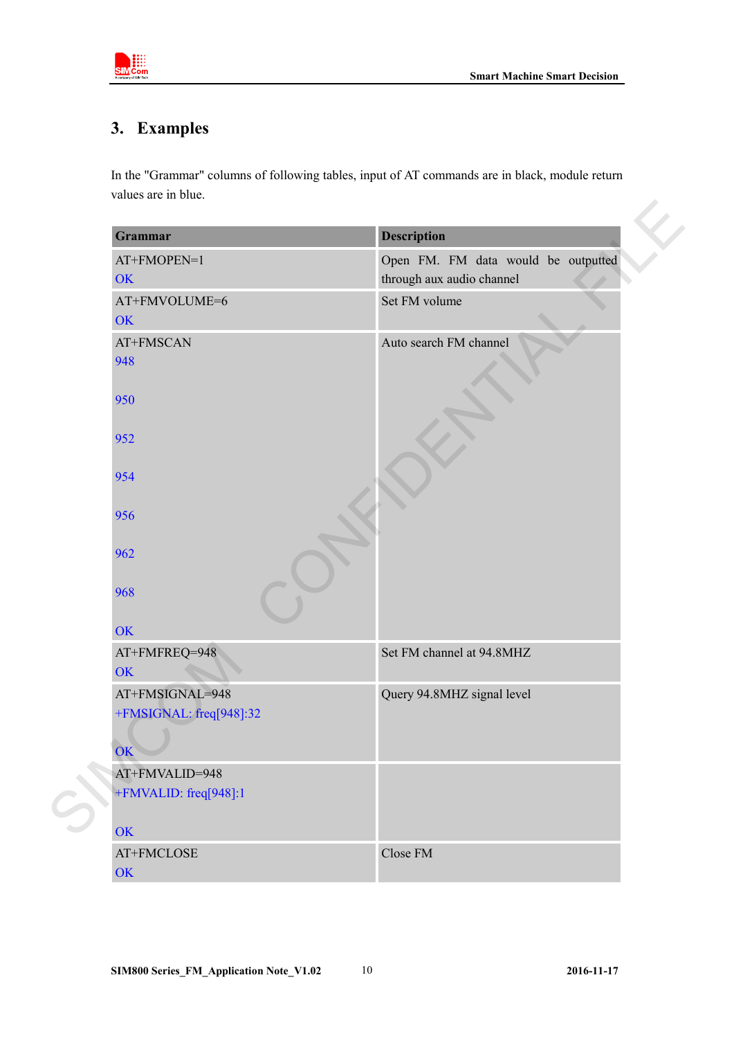# 3. Examples

In the "Grammar" columns of following tables, input of AT commands are in black, module return values are in blue.

| Grammar | Description |
|---|---|
| AT+FMOPEN=1<br>OK | Open FM. FM data would be outputted through aux audio channel |
| AT+FMVOLUME=6<br>OK | Set FM volume |
| AT+FMSCAN<br>948<br><br>950<br><br>952<br><br>954<br><br>956<br><br>962<br><br>968<br><br>OK | Auto search FM channel |
| AT+FMFREQ=948<br>OK | Set FM channel at 94.8MHZ |
| AT+FMSIGNAL=948<br>+FMSIGNAL: freq[948]:32<br><br>OK | Query 94.8MHZ signal level |
| AT+FMVALID=948<br>+FMVALID: freq[948]:1<br><br>OK | |
| AT+FMCLOSE<br>OK | Close FM |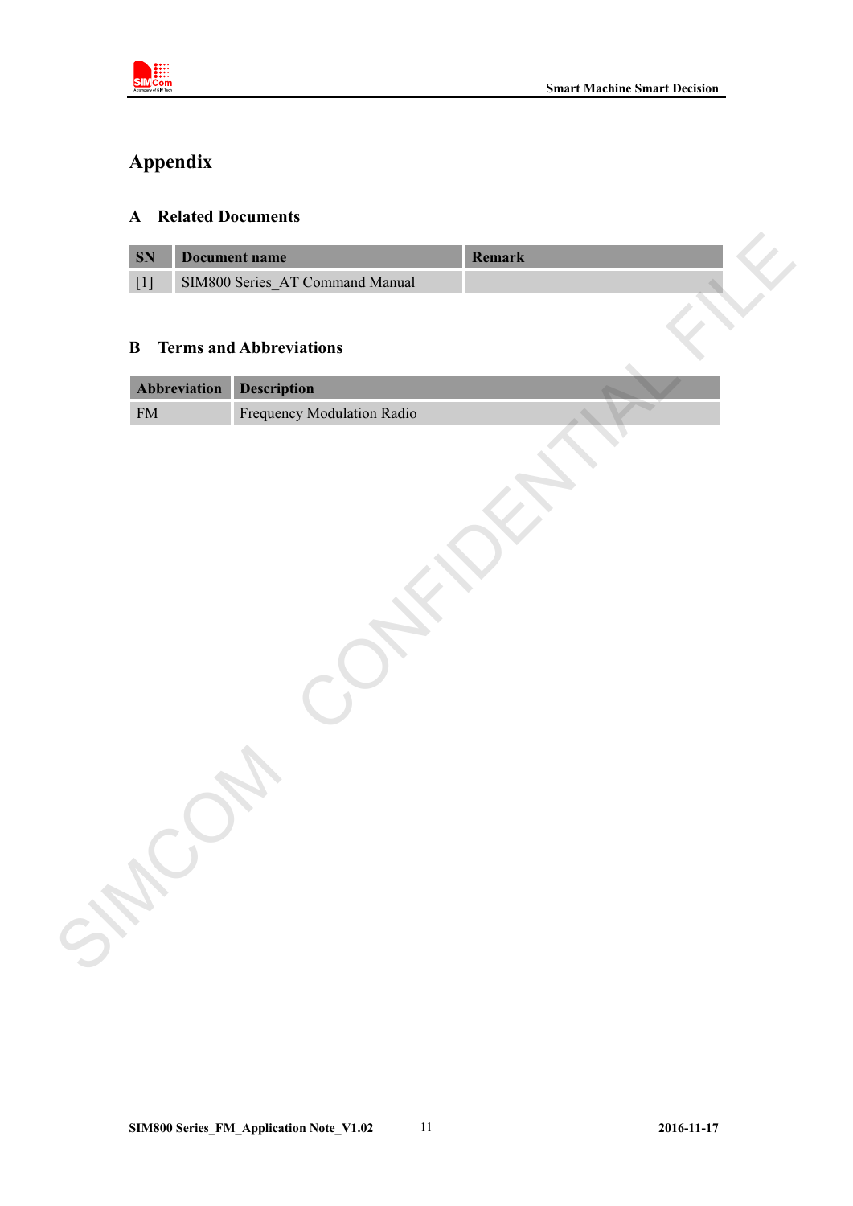# Appendix

## A Related Documents

| SN | Document name | Remark |
|---|---|---|
| [1] | SIM800 Series_AT Command Manual | |

## B Terms and Abbreviations

| Abbreviation | Description |
|---|---|
| FM | Frequency Modulation Radio |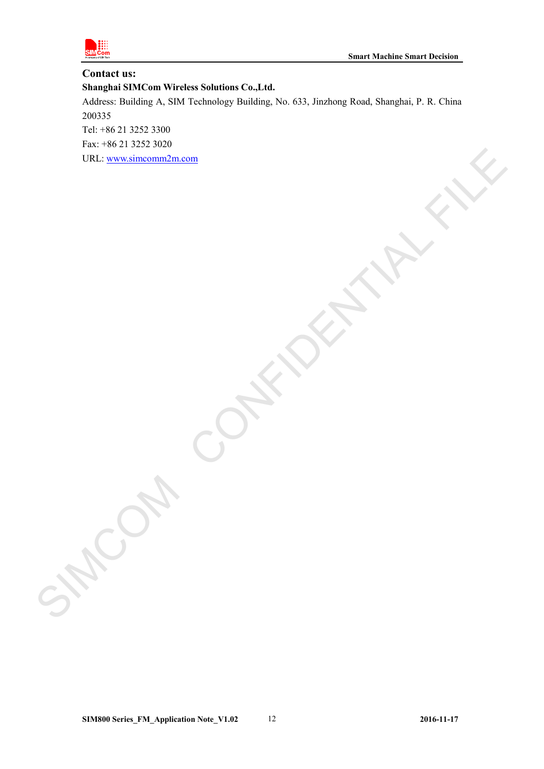**Contact us:**

**Shanghai SIMCom Wireless Solutions Co.,Ltd.**

Address: Building A, SIM Technology Building, No. 633, Jinzhong Road, Shanghai, P. R. China 200335

Tel: +86 21 3252 3300

Fax: +86 21 3252 3020

URL: www.simcomm2m.com